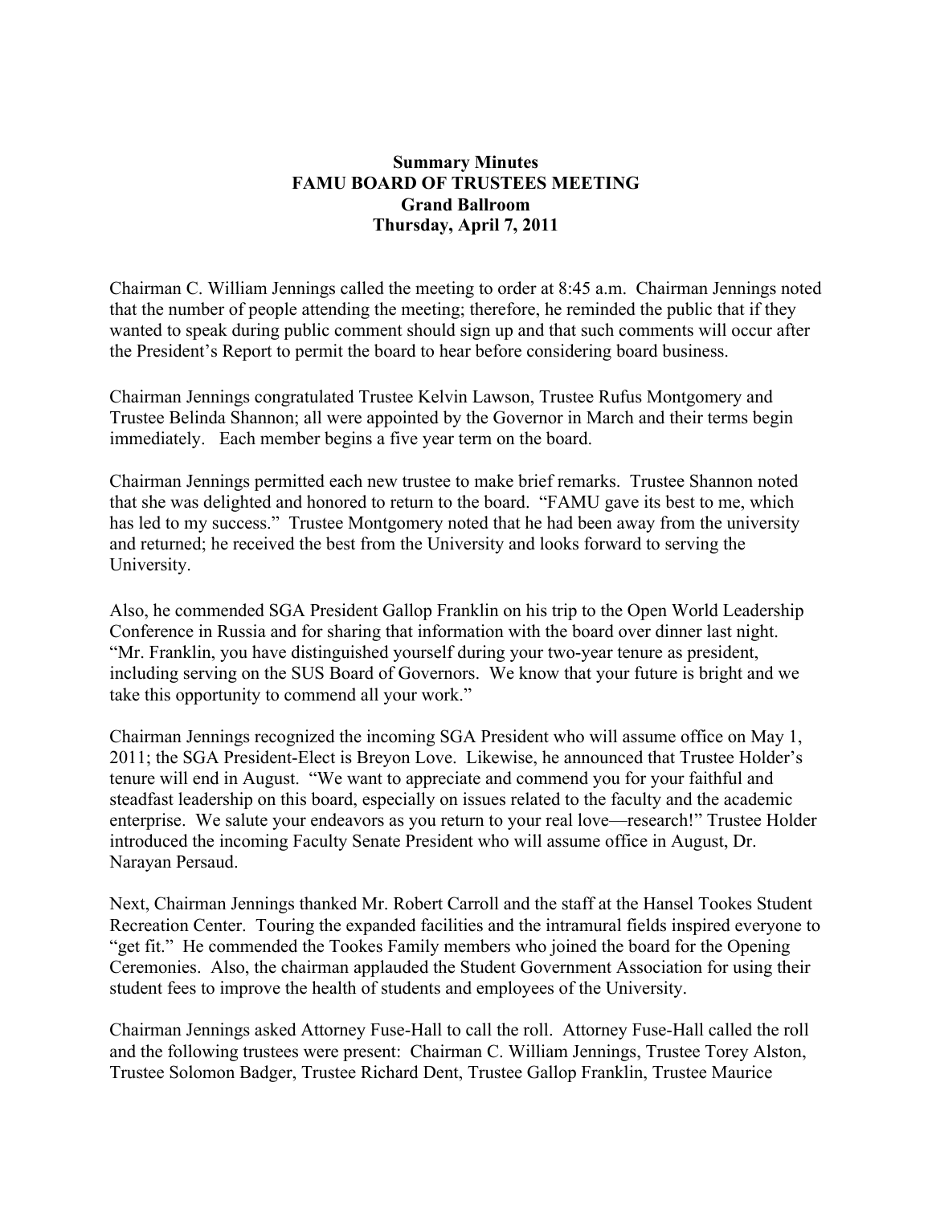**Summary Minutes**
**FAMU BOARD OF TRUSTEES MEETING**
**Grand Ballroom**
**Thursday, April 7, 2011**

Chairman C. William Jennings called the meeting to order at 8:45 a.m. Chairman Jennings noted that the number of people attending the meeting; therefore, he reminded the public that if they wanted to speak during public comment should sign up and that such comments will occur after the President's Report to permit the board to hear before considering board business.

Chairman Jennings congratulated Trustee Kelvin Lawson, Trustee Rufus Montgomery and Trustee Belinda Shannon; all were appointed by the Governor in March and their terms begin immediately. Each member begins a five year term on the board.

Chairman Jennings permitted each new trustee to make brief remarks. Trustee Shannon noted that she was delighted and honored to return to the board. "FAMU gave its best to me, which has led to my success." Trustee Montgomery noted that he had been away from the university and returned; he received the best from the University and looks forward to serving the University.

Also, he commended SGA President Gallop Franklin on his trip to the Open World Leadership Conference in Russia and for sharing that information with the board over dinner last night. "Mr. Franklin, you have distinguished yourself during your two-year tenure as president, including serving on the SUS Board of Governors. We know that your future is bright and we take this opportunity to commend all your work."

Chairman Jennings recognized the incoming SGA President who will assume office on May 1, 2011; the SGA President-Elect is Breyon Love. Likewise, he announced that Trustee Holder's tenure will end in August. "We want to appreciate and commend you for your faithful and steadfast leadership on this board, especially on issues related to the faculty and the academic enterprise. We salute your endeavors as you return to your real love—research!" Trustee Holder introduced the incoming Faculty Senate President who will assume office in August, Dr. Narayan Persaud.

Next, Chairman Jennings thanked Mr. Robert Carroll and the staff at the Hansel Tookes Student Recreation Center. Touring the expanded facilities and the intramural fields inspired everyone to "get fit." He commended the Tookes Family members who joined the board for the Opening Ceremonies. Also, the chairman applauded the Student Government Association for using their student fees to improve the health of students and employees of the University.

Chairman Jennings asked Attorney Fuse-Hall to call the roll. Attorney Fuse-Hall called the roll and the following trustees were present: Chairman C. William Jennings, Trustee Torey Alston, Trustee Solomon Badger, Trustee Richard Dent, Trustee Gallop Franklin, Trustee Maurice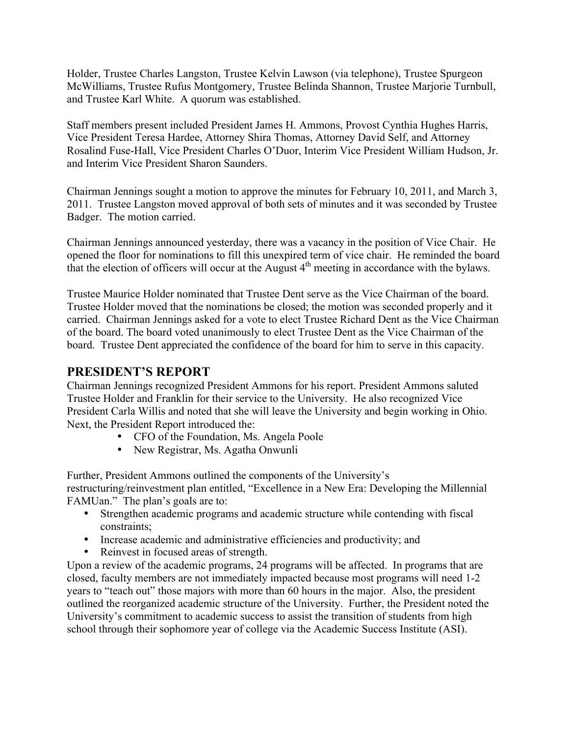Holder, Trustee Charles Langston, Trustee Kelvin Lawson (via telephone), Trustee Spurgeon McWilliams, Trustee Rufus Montgomery, Trustee Belinda Shannon, Trustee Marjorie Turnbull, and Trustee Karl White. A quorum was established.

Staff members present included President James H. Ammons, Provost Cynthia Hughes Harris, Vice President Teresa Hardee, Attorney Shira Thomas, Attorney David Self, and Attorney Rosalind Fuse-Hall, Vice President Charles O'Duor, Interim Vice President William Hudson, Jr. and Interim Vice President Sharon Saunders.

Chairman Jennings sought a motion to approve the minutes for February 10, 2011, and March 3, 2011. Trustee Langston moved approval of both sets of minutes and it was seconded by Trustee Badger. The motion carried.

Chairman Jennings announced yesterday, there was a vacancy in the position of Vice Chair. He opened the floor for nominations to fill this unexpired term of vice chair. He reminded the board that the election of officers will occur at the August 4th meeting in accordance with the bylaws.

Trustee Maurice Holder nominated that Trustee Dent serve as the Vice Chairman of the board. Trustee Holder moved that the nominations be closed; the motion was seconded properly and it carried. Chairman Jennings asked for a vote to elect Trustee Richard Dent as the Vice Chairman of the board. The board voted unanimously to elect Trustee Dent as the Vice Chairman of the board. Trustee Dent appreciated the confidence of the board for him to serve in this capacity.

## PRESIDENT'S REPORT

Chairman Jennings recognized President Ammons for his report. President Ammons saluted Trustee Holder and Franklin for their service to the University. He also recognized Vice President Carla Willis and noted that she will leave the University and begin working in Ohio. Next, the President Report introduced the:

- CFO of the Foundation, Ms. Angela Poole
- New Registrar, Ms. Agatha Onwunli

Further, President Ammons outlined the components of the University's restructuring/reinvestment plan entitled, "Excellence in a New Era: Developing the Millennial FAMUan." The plan's goals are to:

- Strengthen academic programs and academic structure while contending with fiscal constraints;
- Increase academic and administrative efficiencies and productivity; and
- Reinvest in focused areas of strength.

Upon a review of the academic programs, 24 programs will be affected. In programs that are closed, faculty members are not immediately impacted because most programs will need 1-2 years to "teach out" those majors with more than 60 hours in the major. Also, the president outlined the reorganized academic structure of the University. Further, the President noted the University's commitment to academic success to assist the transition of students from high school through their sophomore year of college via the Academic Success Institute (ASI).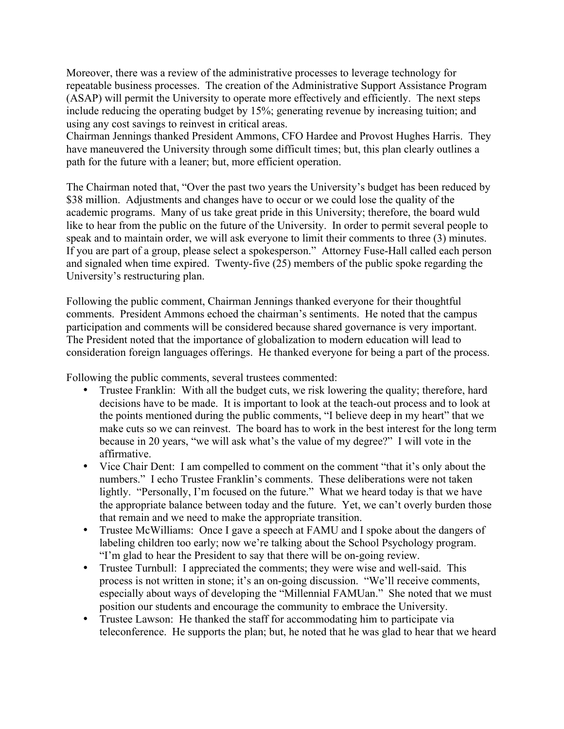Moreover, there was a review of the administrative processes to leverage technology for repeatable business processes. The creation of the Administrative Support Assistance Program (ASAP) will permit the University to operate more effectively and efficiently. The next steps include reducing the operating budget by 15%; generating revenue by increasing tuition; and using any cost savings to reinvest in critical areas.
Chairman Jennings thanked President Ammons, CFO Hardee and Provost Hughes Harris. They have maneuvered the University through some difficult times; but, this plan clearly outlines a path for the future with a leaner; but, more efficient operation.

The Chairman noted that, "Over the past two years the University's budget has been reduced by $38 million. Adjustments and changes have to occur or we could lose the quality of the academic programs. Many of us take great pride in this University; therefore, the board wuld like to hear from the public on the future of the University. In order to permit several people to speak and to maintain order, we will ask everyone to limit their comments to three (3) minutes. If you are part of a group, please select a spokesperson." Attorney Fuse-Hall called each person and signaled when time expired. Twenty-five (25) members of the public spoke regarding the University's restructuring plan.

Following the public comment, Chairman Jennings thanked everyone for their thoughtful comments. President Ammons echoed the chairman's sentiments. He noted that the campus participation and comments will be considered because shared governance is very important. The President noted that the importance of globalization to modern education will lead to consideration foreign languages offerings. He thanked everyone for being a part of the process.

Following the public comments, several trustees commented:

- Trustee Franklin: With all the budget cuts, we risk lowering the quality; therefore, hard decisions have to be made. It is important to look at the teach-out process and to look at the points mentioned during the public comments, "I believe deep in my heart" that we make cuts so we can reinvest. The board has to work in the best interest for the long term because in 20 years, "we will ask what's the value of my degree?" I will vote in the affirmative.
- Vice Chair Dent: I am compelled to comment on the comment "that it's only about the numbers." I echo Trustee Franklin's comments. These deliberations were not taken lightly. "Personally, I'm focused on the future." What we heard today is that we have the appropriate balance between today and the future. Yet, we can't overly burden those that remain and we need to make the appropriate transition.
- Trustee McWilliams: Once I gave a speech at FAMU and I spoke about the dangers of labeling children too early; now we're talking about the School Psychology program. "I'm glad to hear the President to say that there will be on-going review.
- Trustee Turnbull: I appreciated the comments; they were wise and well-said. This process is not written in stone; it's an on-going discussion. "We'll receive comments, especially about ways of developing the "Millennial FAMUan." She noted that we must position our students and encourage the community to embrace the University.
- Trustee Lawson: He thanked the staff for accommodating him to participate via teleconference. He supports the plan; but, he noted that he was glad to hear that we heard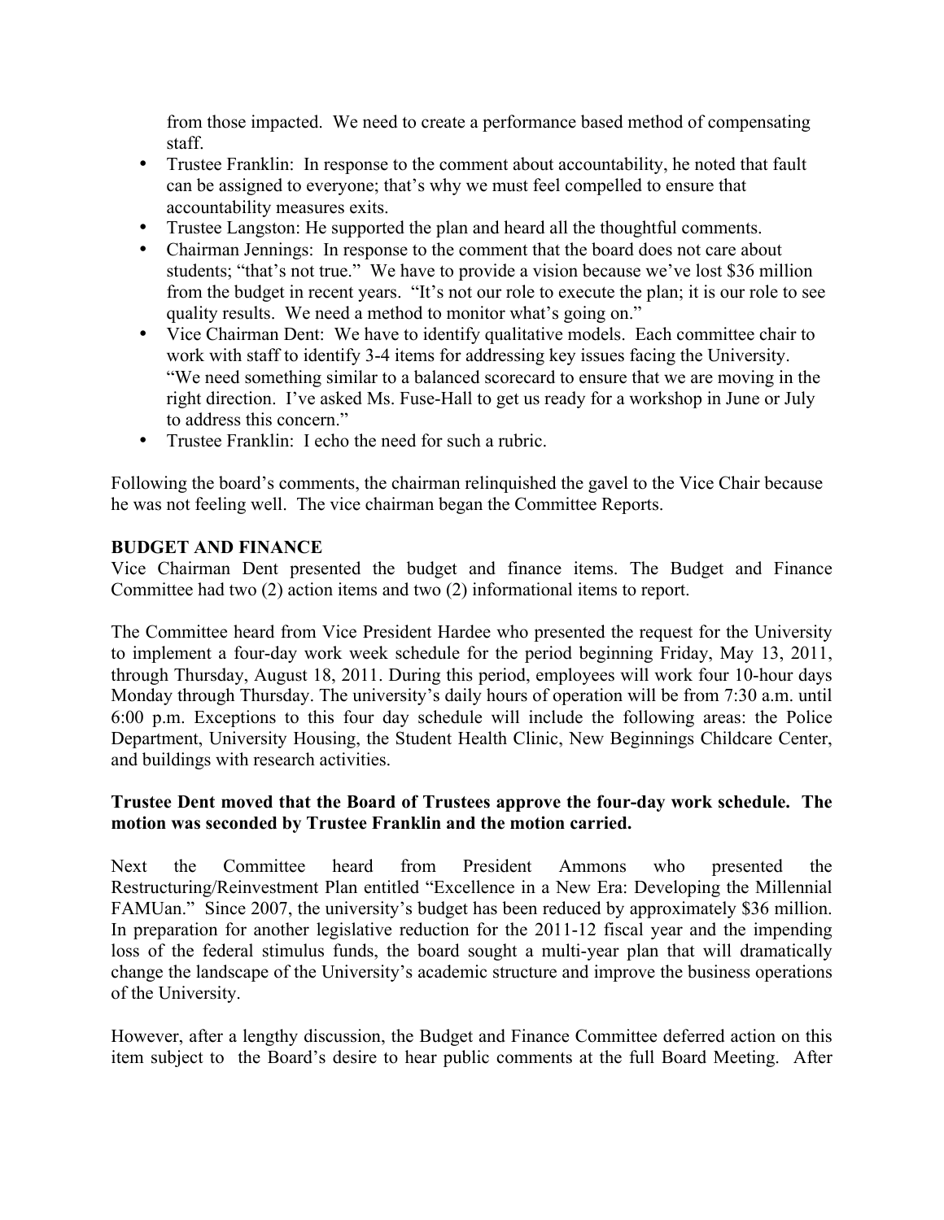from those impacted. We need to create a performance based method of compensating staff.

- Trustee Franklin: In response to the comment about accountability, he noted that fault can be assigned to everyone; that's why we must feel compelled to ensure that accountability measures exits.
- Trustee Langston: He supported the plan and heard all the thoughtful comments.
- Chairman Jennings: In response to the comment that the board does not care about students; "that's not true." We have to provide a vision because we've lost $36 million from the budget in recent years. "It's not our role to execute the plan; it is our role to see quality results. We need a method to monitor what's going on."
- Vice Chairman Dent: We have to identify qualitative models. Each committee chair to work with staff to identify 3-4 items for addressing key issues facing the University. "We need something similar to a balanced scorecard to ensure that we are moving in the right direction. I've asked Ms. Fuse-Hall to get us ready for a workshop in June or July to address this concern."
- Trustee Franklin: I echo the need for such a rubric.

Following the board's comments, the chairman relinquished the gavel to the Vice Chair because he was not feeling well. The vice chairman began the Committee Reports.

**BUDGET AND FINANCE**

Vice Chairman Dent presented the budget and finance items. The Budget and Finance Committee had two (2) action items and two (2) informational items to report.

The Committee heard from Vice President Hardee who presented the request for the University to implement a four-day work week schedule for the period beginning Friday, May 13, 2011, through Thursday, August 18, 2011. During this period, employees will work four 10-hour days Monday through Thursday. The university's daily hours of operation will be from 7:30 a.m. until 6:00 p.m. Exceptions to this four day schedule will include the following areas: the Police Department, University Housing, the Student Health Clinic, New Beginnings Childcare Center, and buildings with research activities.

**Trustee Dent moved that the Board of Trustees approve the four-day work schedule. The motion was seconded by Trustee Franklin and the motion carried.**

Next the Committee heard from President Ammons who presented the Restructuring/Reinvestment Plan entitled "Excellence in a New Era: Developing the Millennial FAMUan." Since 2007, the university's budget has been reduced by approximately $36 million. In preparation for another legislative reduction for the 2011-12 fiscal year and the impending loss of the federal stimulus funds, the board sought a multi-year plan that will dramatically change the landscape of the University's academic structure and improve the business operations of the University.

However, after a lengthy discussion, the Budget and Finance Committee deferred action on this item subject to the Board's desire to hear public comments at the full Board Meeting. After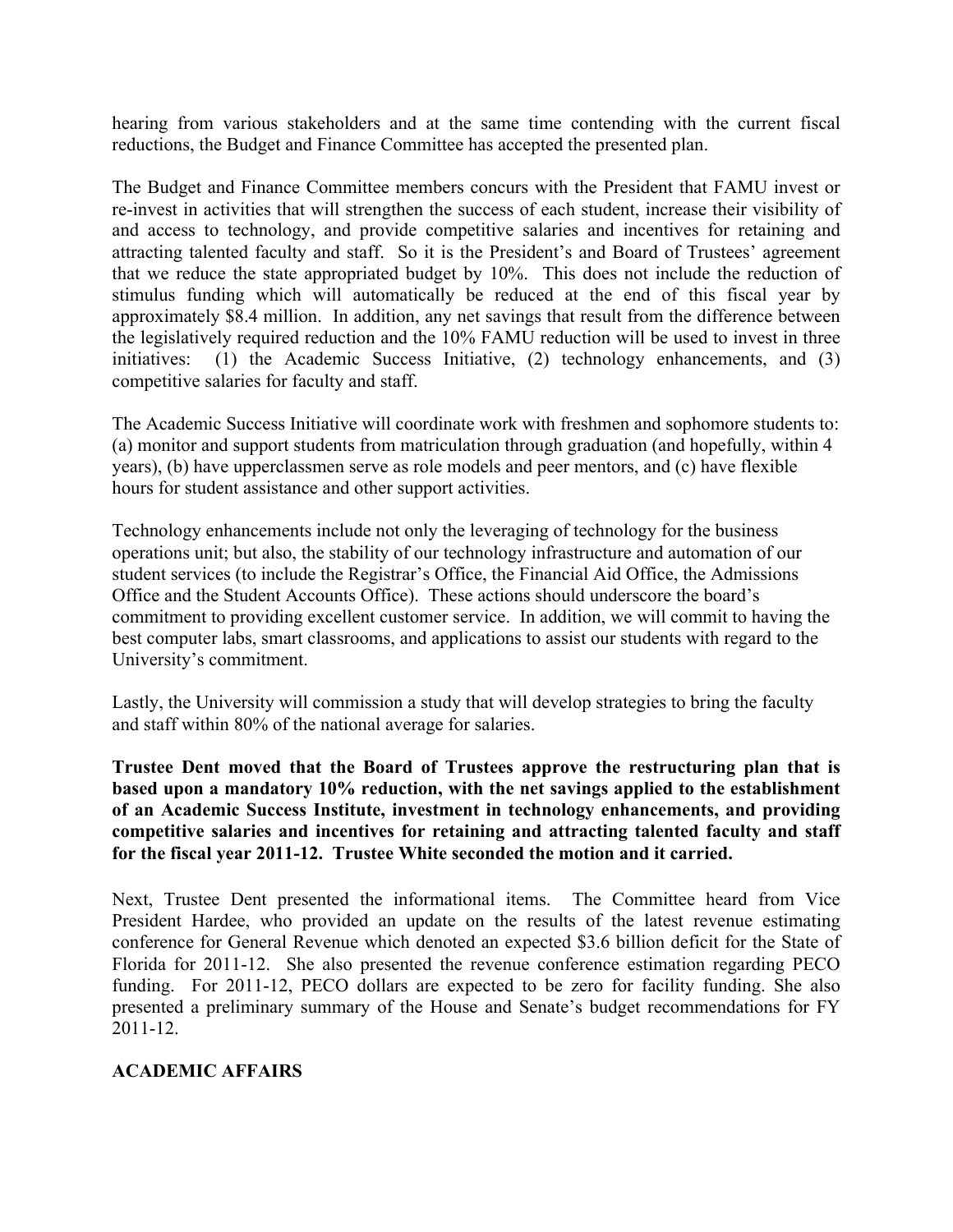hearing from various stakeholders and at the same time contending with the current fiscal reductions, the Budget and Finance Committee has accepted the presented plan.

The Budget and Finance Committee members concurs with the President that FAMU invest or re-invest in activities that will strengthen the success of each student, increase their visibility of and access to technology, and provide competitive salaries and incentives for retaining and attracting talented faculty and staff. So it is the President's and Board of Trustees' agreement that we reduce the state appropriated budget by 10%. This does not include the reduction of stimulus funding which will automatically be reduced at the end of this fiscal year by approximately $8.4 million. In addition, any net savings that result from the difference between the legislatively required reduction and the 10% FAMU reduction will be used to invest in three initiatives: (1) the Academic Success Initiative, (2) technology enhancements, and (3) competitive salaries for faculty and staff.

The Academic Success Initiative will coordinate work with freshmen and sophomore students to: (a) monitor and support students from matriculation through graduation (and hopefully, within 4 years), (b) have upperclassmen serve as role models and peer mentors, and (c) have flexible hours for student assistance and other support activities.

Technology enhancements include not only the leveraging of technology for the business operations unit; but also, the stability of our technology infrastructure and automation of our student services (to include the Registrar's Office, the Financial Aid Office, the Admissions Office and the Student Accounts Office). These actions should underscore the board's commitment to providing excellent customer service. In addition, we will commit to having the best computer labs, smart classrooms, and applications to assist our students with regard to the University's commitment.

Lastly, the University will commission a study that will develop strategies to bring the faculty and staff within 80% of the national average for salaries.

**Trustee Dent moved that the Board of Trustees approve the restructuring plan that is based upon a mandatory 10% reduction, with the net savings applied to the establishment of an Academic Success Institute, investment in technology enhancements, and providing competitive salaries and incentives for retaining and attracting talented faculty and staff for the fiscal year 2011-12. Trustee White seconded the motion and it carried.**

Next, Trustee Dent presented the informational items. The Committee heard from Vice President Hardee, who provided an update on the results of the latest revenue estimating conference for General Revenue which denoted an expected $3.6 billion deficit for the State of Florida for 2011-12. She also presented the revenue conference estimation regarding PECO funding. For 2011-12, PECO dollars are expected to be zero for facility funding. She also presented a preliminary summary of the House and Senate's budget recommendations for FY 2011-12.

**ACADEMIC AFFAIRS**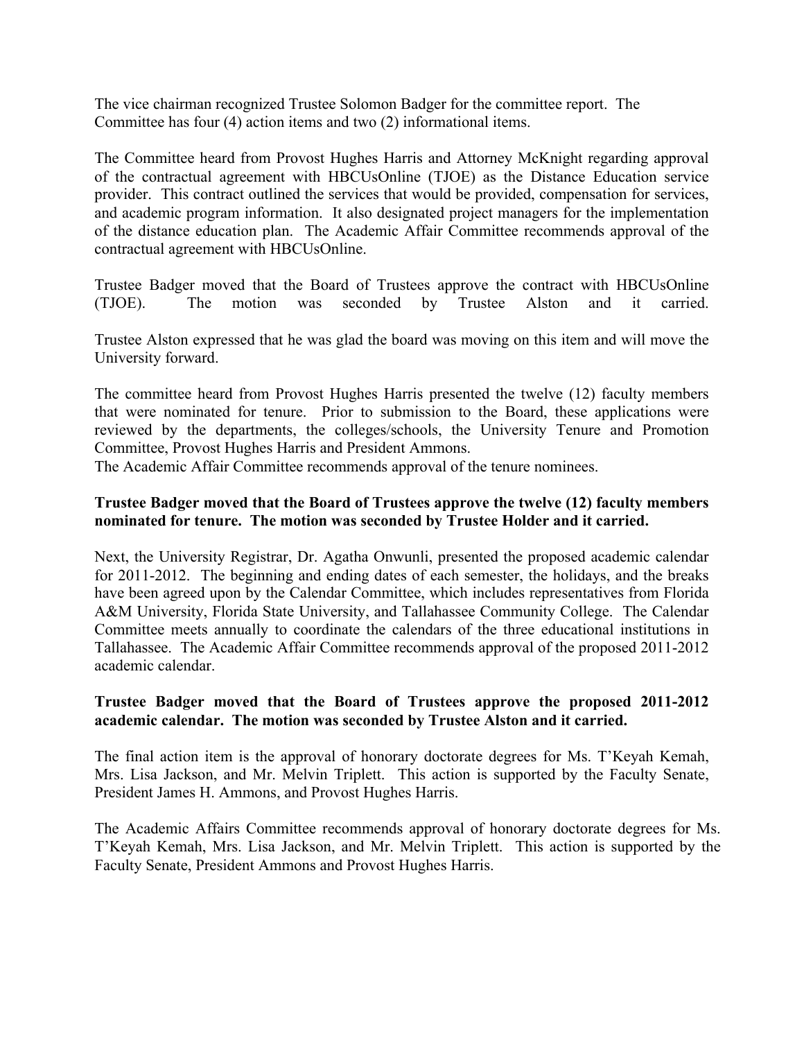The vice chairman recognized Trustee Solomon Badger for the committee report. The Committee has four (4) action items and two (2) informational items.

The Committee heard from Provost Hughes Harris and Attorney McKnight regarding approval of the contractual agreement with HBCUsOnline (TJOE) as the Distance Education service provider. This contract outlined the services that would be provided, compensation for services, and academic program information. It also designated project managers for the implementation of the distance education plan. The Academic Affair Committee recommends approval of the contractual agreement with HBCUsOnline.

Trustee Badger moved that the Board of Trustees approve the contract with HBCUsOnline (TJOE). The motion was seconded by Trustee Alston and it carried.

Trustee Alston expressed that he was glad the board was moving on this item and will move the University forward.

The committee heard from Provost Hughes Harris presented the twelve (12) faculty members that were nominated for tenure. Prior to submission to the Board, these applications were reviewed by the departments, the colleges/schools, the University Tenure and Promotion Committee, Provost Hughes Harris and President Ammons.
The Academic Affair Committee recommends approval of the tenure nominees.

**Trustee Badger moved that the Board of Trustees approve the twelve (12) faculty members nominated for tenure. The motion was seconded by Trustee Holder and it carried.**

Next, the University Registrar, Dr. Agatha Onwunli, presented the proposed academic calendar for 2011-2012. The beginning and ending dates of each semester, the holidays, and the breaks have been agreed upon by the Calendar Committee, which includes representatives from Florida A&M University, Florida State University, and Tallahassee Community College. The Calendar Committee meets annually to coordinate the calendars of the three educational institutions in Tallahassee. The Academic Affair Committee recommends approval of the proposed 2011-2012 academic calendar.

**Trustee Badger moved that the Board of Trustees approve the proposed 2011-2012 academic calendar. The motion was seconded by Trustee Alston and it carried.**

The final action item is the approval of honorary doctorate degrees for Ms. T'Keyah Kemah, Mrs. Lisa Jackson, and Mr. Melvin Triplett. This action is supported by the Faculty Senate, President James H. Ammons, and Provost Hughes Harris.

The Academic Affairs Committee recommends approval of honorary doctorate degrees for Ms. T'Keyah Kemah, Mrs. Lisa Jackson, and Mr. Melvin Triplett. This action is supported by the Faculty Senate, President Ammons and Provost Hughes Harris.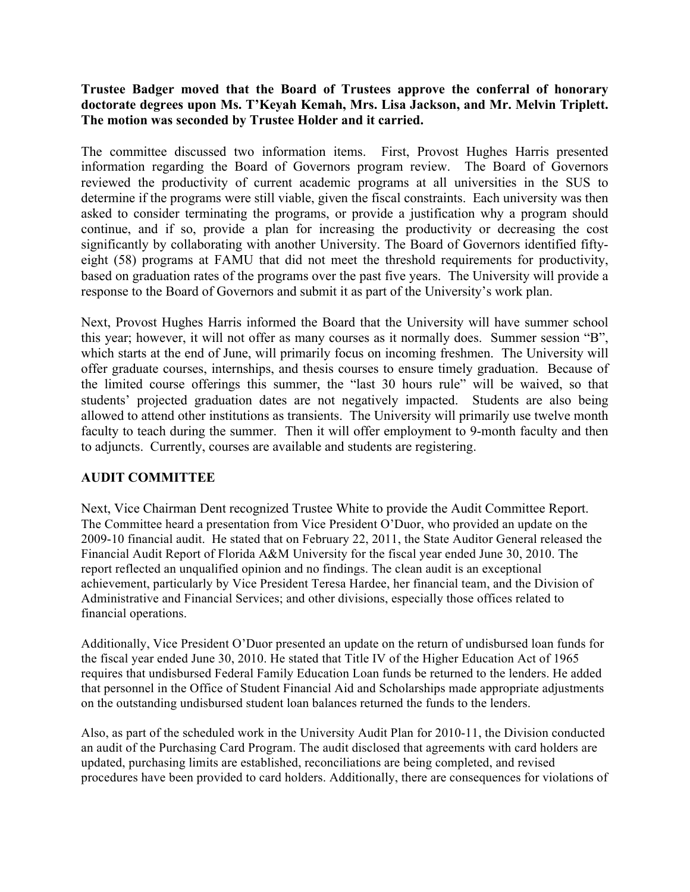**Trustee Badger moved that the Board of Trustees approve the conferral of honorary doctorate degrees upon Ms. T'Keyah Kemah, Mrs. Lisa Jackson, and Mr. Melvin Triplett. The motion was seconded by Trustee Holder and it carried.**

The committee discussed two information items. First, Provost Hughes Harris presented information regarding the Board of Governors program review. The Board of Governors reviewed the productivity of current academic programs at all universities in the SUS to determine if the programs were still viable, given the fiscal constraints. Each university was then asked to consider terminating the programs, or provide a justification why a program should continue, and if so, provide a plan for increasing the productivity or decreasing the cost significantly by collaborating with another University. The Board of Governors identified fifty-eight (58) programs at FAMU that did not meet the threshold requirements for productivity, based on graduation rates of the programs over the past five years. The University will provide a response to the Board of Governors and submit it as part of the University's work plan.

Next, Provost Hughes Harris informed the Board that the University will have summer school this year; however, it will not offer as many courses as it normally does. Summer session "B", which starts at the end of June, will primarily focus on incoming freshmen. The University will offer graduate courses, internships, and thesis courses to ensure timely graduation. Because of the limited course offerings this summer, the "last 30 hours rule" will be waived, so that students' projected graduation dates are not negatively impacted. Students are also being allowed to attend other institutions as transients. The University will primarily use twelve month faculty to teach during the summer. Then it will offer employment to 9-month faculty and then to adjuncts. Currently, courses are available and students are registering.

## AUDIT COMMITTEE

Next, Vice Chairman Dent recognized Trustee White to provide the Audit Committee Report. The Committee heard a presentation from Vice President O'Duor, who provided an update on the 2009-10 financial audit. He stated that on February 22, 2011, the State Auditor General released the Financial Audit Report of Florida A&M University for the fiscal year ended June 30, 2010. The report reflected an unqualified opinion and no findings. The clean audit is an exceptional achievement, particularly by Vice President Teresa Hardee, her financial team, and the Division of Administrative and Financial Services; and other divisions, especially those offices related to financial operations.

Additionally, Vice President O'Duor presented an update on the return of undisbursed loan funds for the fiscal year ended June 30, 2010. He stated that Title IV of the Higher Education Act of 1965 requires that undisbursed Federal Family Education Loan funds be returned to the lenders. He added that personnel in the Office of Student Financial Aid and Scholarships made appropriate adjustments on the outstanding undisbursed student loan balances returned the funds to the lenders.

Also, as part of the scheduled work in the University Audit Plan for 2010-11, the Division conducted an audit of the Purchasing Card Program. The audit disclosed that agreements with card holders are updated, purchasing limits are established, reconciliations are being completed, and revised procedures have been provided to card holders. Additionally, there are consequences for violations of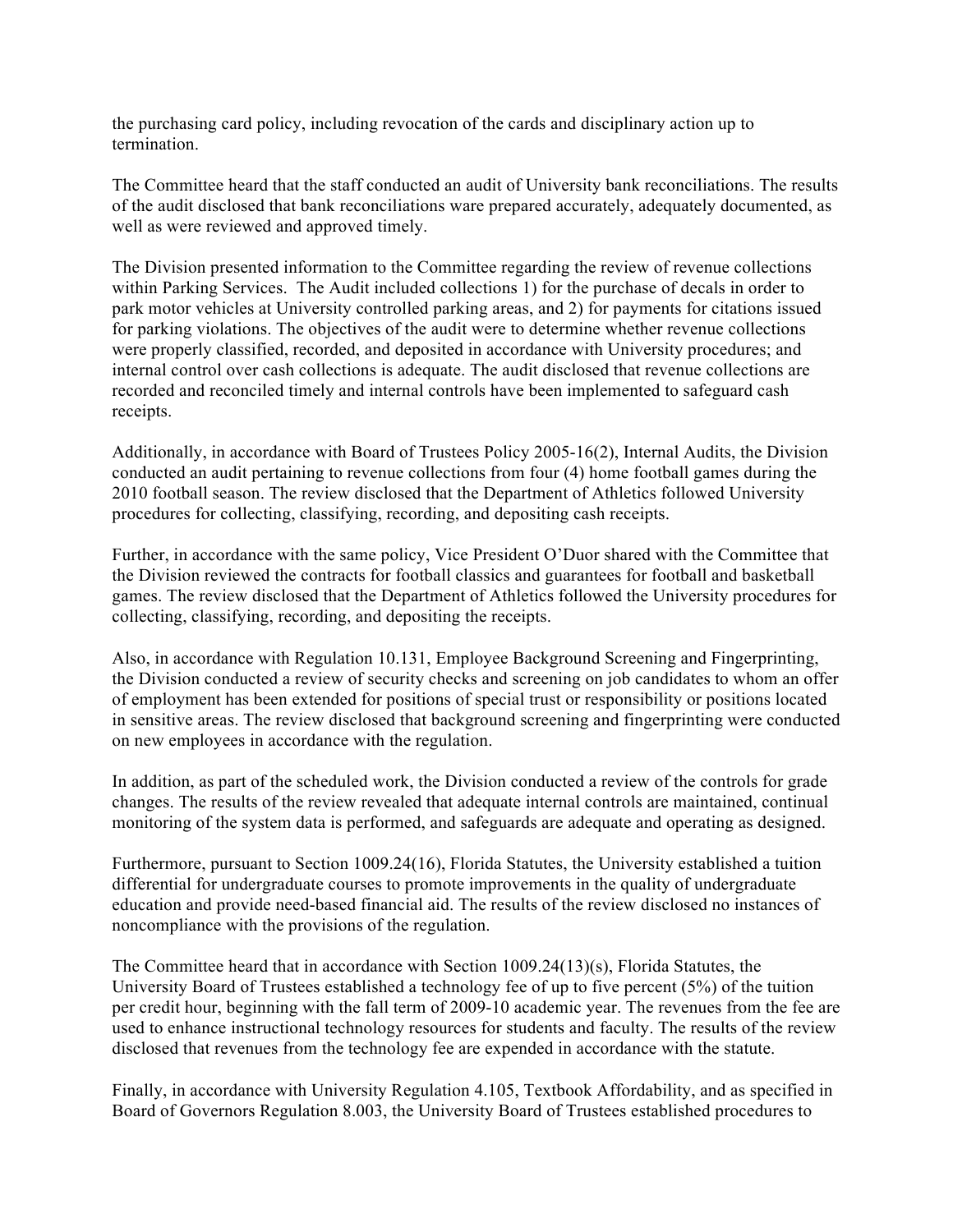the purchasing card policy, including revocation of the cards and disciplinary action up to termination.

The Committee heard that the staff conducted an audit of University bank reconciliations. The results of the audit disclosed that bank reconciliations ware prepared accurately, adequately documented, as well as were reviewed and approved timely.

The Division presented information to the Committee regarding the review of revenue collections within Parking Services. The Audit included collections 1) for the purchase of decals in order to park motor vehicles at University controlled parking areas, and 2) for payments for citations issued for parking violations. The objectives of the audit were to determine whether revenue collections were properly classified, recorded, and deposited in accordance with University procedures; and internal control over cash collections is adequate. The audit disclosed that revenue collections are recorded and reconciled timely and internal controls have been implemented to safeguard cash receipts.

Additionally, in accordance with Board of Trustees Policy 2005-16(2), Internal Audits, the Division conducted an audit pertaining to revenue collections from four (4) home football games during the 2010 football season. The review disclosed that the Department of Athletics followed University procedures for collecting, classifying, recording, and depositing cash receipts.

Further, in accordance with the same policy, Vice President O'Duor shared with the Committee that the Division reviewed the contracts for football classics and guarantees for football and basketball games. The review disclosed that the Department of Athletics followed the University procedures for collecting, classifying, recording, and depositing the receipts.

Also, in accordance with Regulation 10.131, Employee Background Screening and Fingerprinting, the Division conducted a review of security checks and screening on job candidates to whom an offer of employment has been extended for positions of special trust or responsibility or positions located in sensitive areas. The review disclosed that background screening and fingerprinting were conducted on new employees in accordance with the regulation.

In addition, as part of the scheduled work, the Division conducted a review of the controls for grade changes. The results of the review revealed that adequate internal controls are maintained, continual monitoring of the system data is performed, and safeguards are adequate and operating as designed.

Furthermore, pursuant to Section 1009.24(16), Florida Statutes, the University established a tuition differential for undergraduate courses to promote improvements in the quality of undergraduate education and provide need-based financial aid. The results of the review disclosed no instances of noncompliance with the provisions of the regulation.

The Committee heard that in accordance with Section 1009.24(13)(s), Florida Statutes, the University Board of Trustees established a technology fee of up to five percent (5%) of the tuition per credit hour, beginning with the fall term of 2009-10 academic year. The revenues from the fee are used to enhance instructional technology resources for students and faculty. The results of the review disclosed that revenues from the technology fee are expended in accordance with the statute.

Finally, in accordance with University Regulation 4.105, Textbook Affordability, and as specified in Board of Governors Regulation 8.003, the University Board of Trustees established procedures to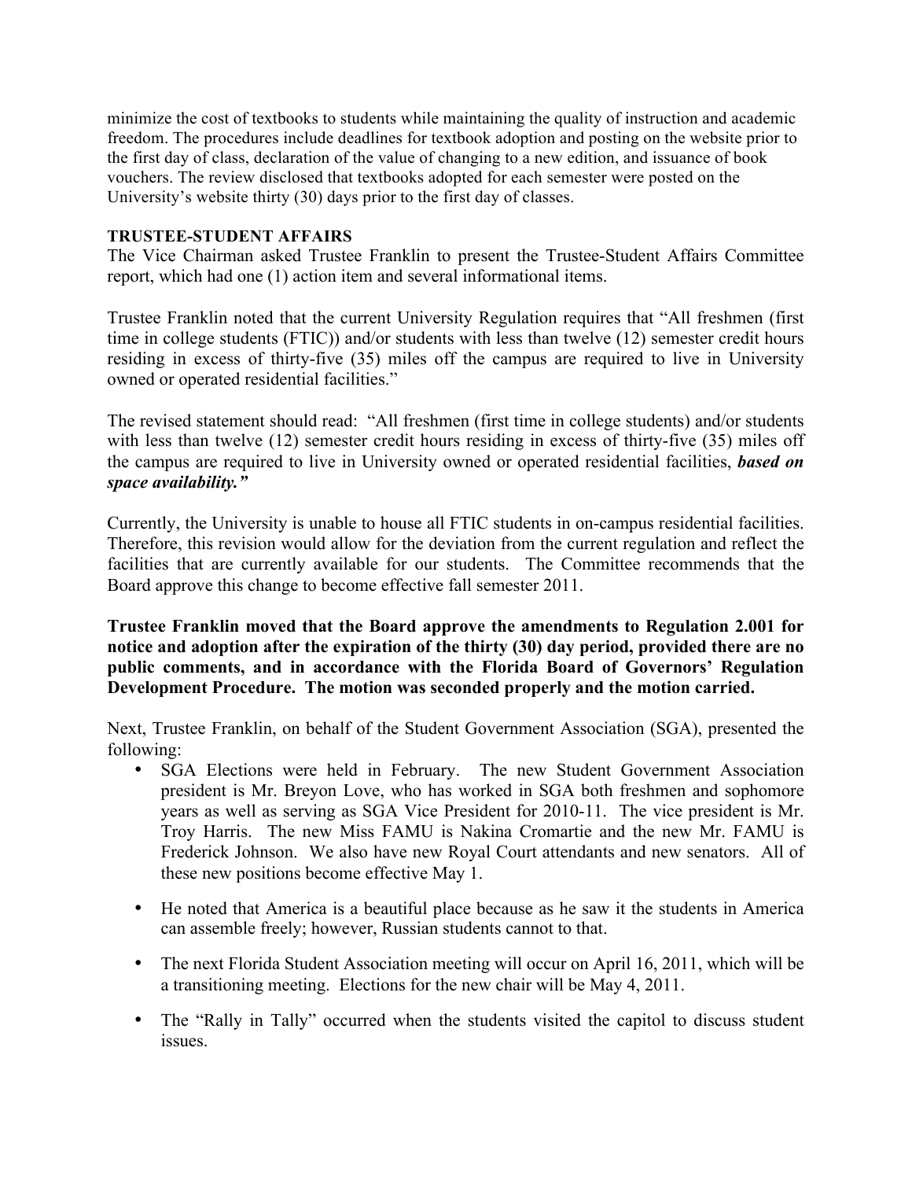minimize the cost of textbooks to students while maintaining the quality of instruction and academic freedom. The procedures include deadlines for textbook adoption and posting on the website prior to the first day of class, declaration of the value of changing to a new edition, and issuance of book vouchers. The review disclosed that textbooks adopted for each semester were posted on the University's website thirty (30) days prior to the first day of classes.

**TRUSTEE-STUDENT AFFAIRS**

The Vice Chairman asked Trustee Franklin to present the Trustee-Student Affairs Committee report, which had one (1) action item and several informational items.

Trustee Franklin noted that the current University Regulation requires that "All freshmen (first time in college students (FTIC)) and/or students with less than twelve (12) semester credit hours residing in excess of thirty-five (35) miles off the campus are required to live in University owned or operated residential facilities."

The revised statement should read: "All freshmen (first time in college students) and/or students with less than twelve (12) semester credit hours residing in excess of thirty-five (35) miles off the campus are required to live in University owned or operated residential facilities, ***based on space availability."***

Currently, the University is unable to house all FTIC students in on-campus residential facilities. Therefore, this revision would allow for the deviation from the current regulation and reflect the facilities that are currently available for our students. The Committee recommends that the Board approve this change to become effective fall semester 2011.

**Trustee Franklin moved that the Board approve the amendments to Regulation 2.001 for notice and adoption after the expiration of the thirty (30) day period, provided there are no public comments, and in accordance with the Florida Board of Governors' Regulation Development Procedure. The motion was seconded properly and the motion carried.**

Next, Trustee Franklin, on behalf of the Student Government Association (SGA), presented the following:

- SGA Elections were held in February. The new Student Government Association president is Mr. Breyon Love, who has worked in SGA both freshmen and sophomore years as well as serving as SGA Vice President for 2010-11. The vice president is Mr. Troy Harris. The new Miss FAMU is Nakina Cromartie and the new Mr. FAMU is Frederick Johnson. We also have new Royal Court attendants and new senators. All of these new positions become effective May 1.

- He noted that America is a beautiful place because as he saw it the students in America can assemble freely; however, Russian students cannot to that.

- The next Florida Student Association meeting will occur on April 16, 2011, which will be a transitioning meeting. Elections for the new chair will be May 4, 2011.

- The "Rally in Tally" occurred when the students visited the capitol to discuss student issues.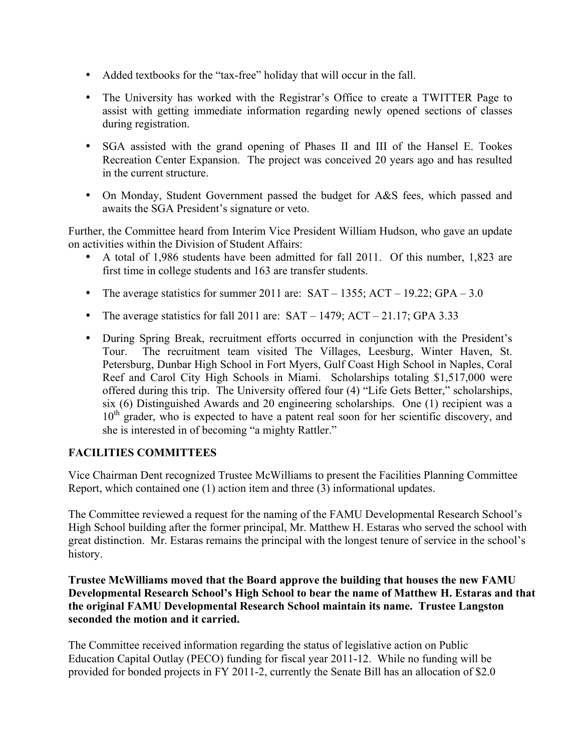- Added textbooks for the "tax-free" holiday that will occur in the fall.
- The University has worked with the Registrar's Office to create a TWITTER Page to assist with getting immediate information regarding newly opened sections of classes during registration.
- SGA assisted with the grand opening of Phases II and III of the Hansel E. Tookes Recreation Center Expansion. The project was conceived 20 years ago and has resulted in the current structure.
- On Monday, Student Government passed the budget for A&S fees, which passed and awaits the SGA President's signature or veto.

Further, the Committee heard from Interim Vice President William Hudson, who gave an update on activities within the Division of Student Affairs:

- A total of 1,986 students have been admitted for fall 2011. Of this number, 1,823 are first time in college students and 163 are transfer students.
- The average statistics for summer 2011 are: SAT – 1355; ACT – 19.22; GPA – 3.0
- The average statistics for fall 2011 are: SAT – 1479; ACT – 21.17; GPA 3.33
- During Spring Break, recruitment efforts occurred in conjunction with the President's Tour. The recruitment team visited The Villages, Leesburg, Winter Haven, St. Petersburg, Dunbar High School in Fort Myers, Gulf Coast High School in Naples, Coral Reef and Carol City High Schools in Miami. Scholarships totaling $1,517,000 were offered during this trip. The University offered four (4) "Life Gets Better," scholarships, six (6) Distinguished Awards and 20 engineering scholarships. One (1) recipient was a 10th grader, who is expected to have a patent real soon for her scientific discovery, and she is interested in of becoming "a mighty Rattler."

**FACILITIES COMMITTEES**

Vice Chairman Dent recognized Trustee McWilliams to present the Facilities Planning Committee Report, which contained one (1) action item and three (3) informational updates.

The Committee reviewed a request for the naming of the FAMU Developmental Research School's High School building after the former principal, Mr. Matthew H. Estaras who served the school with great distinction. Mr. Estaras remains the principal with the longest tenure of service in the school's history.

**Trustee McWilliams moved that the Board approve the building that houses the new FAMU Developmental Research School's High School to bear the name of Matthew H. Estaras and that the original FAMU Developmental Research School maintain its name. Trustee Langston seconded the motion and it carried.**

The Committee received information regarding the status of legislative action on Public Education Capital Outlay (PECO) funding for fiscal year 2011-12. While no funding will be provided for bonded projects in FY 2011-2, currently the Senate Bill has an allocation of $2.0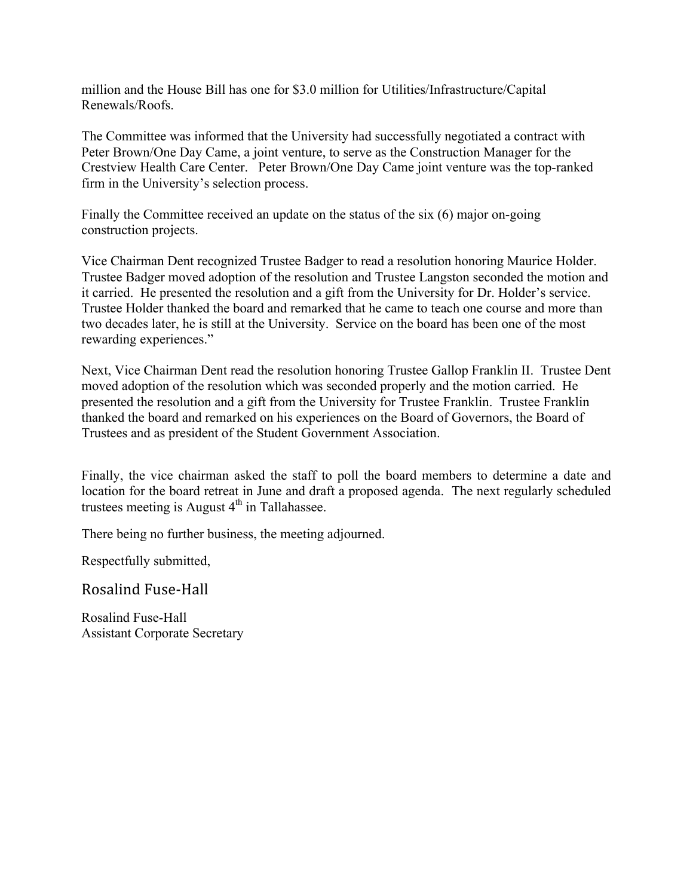million and the House Bill has one for $3.0 million for Utilities/Infrastructure/Capital Renewals/Roofs.

The Committee was informed that the University had successfully negotiated a contract with Peter Brown/One Day Came, a joint venture, to serve as the Construction Manager for the Crestview Health Care Center. Peter Brown/One Day Came joint venture was the top-ranked firm in the University's selection process.

Finally the Committee received an update on the status of the six (6) major on-going construction projects.

Vice Chairman Dent recognized Trustee Badger to read a resolution honoring Maurice Holder. Trustee Badger moved adoption of the resolution and Trustee Langston seconded the motion and it carried. He presented the resolution and a gift from the University for Dr. Holder's service. Trustee Holder thanked the board and remarked that he came to teach one course and more than two decades later, he is still at the University. Service on the board has been one of the most rewarding experiences."

Next, Vice Chairman Dent read the resolution honoring Trustee Gallop Franklin II. Trustee Dent moved adoption of the resolution which was seconded properly and the motion carried. He presented the resolution and a gift from the University for Trustee Franklin. Trustee Franklin thanked the board and remarked on his experiences on the Board of Governors, the Board of Trustees and as president of the Student Government Association.

Finally, the vice chairman asked the staff to poll the board members to determine a date and location for the board retreat in June and draft a proposed agenda. The next regularly scheduled trustees meeting is August 4th in Tallahassee.

There being no further business, the meeting adjourned.

Respectfully submitted,

Rosalind Fuse-Hall

Rosalind Fuse-Hall
Assistant Corporate Secretary